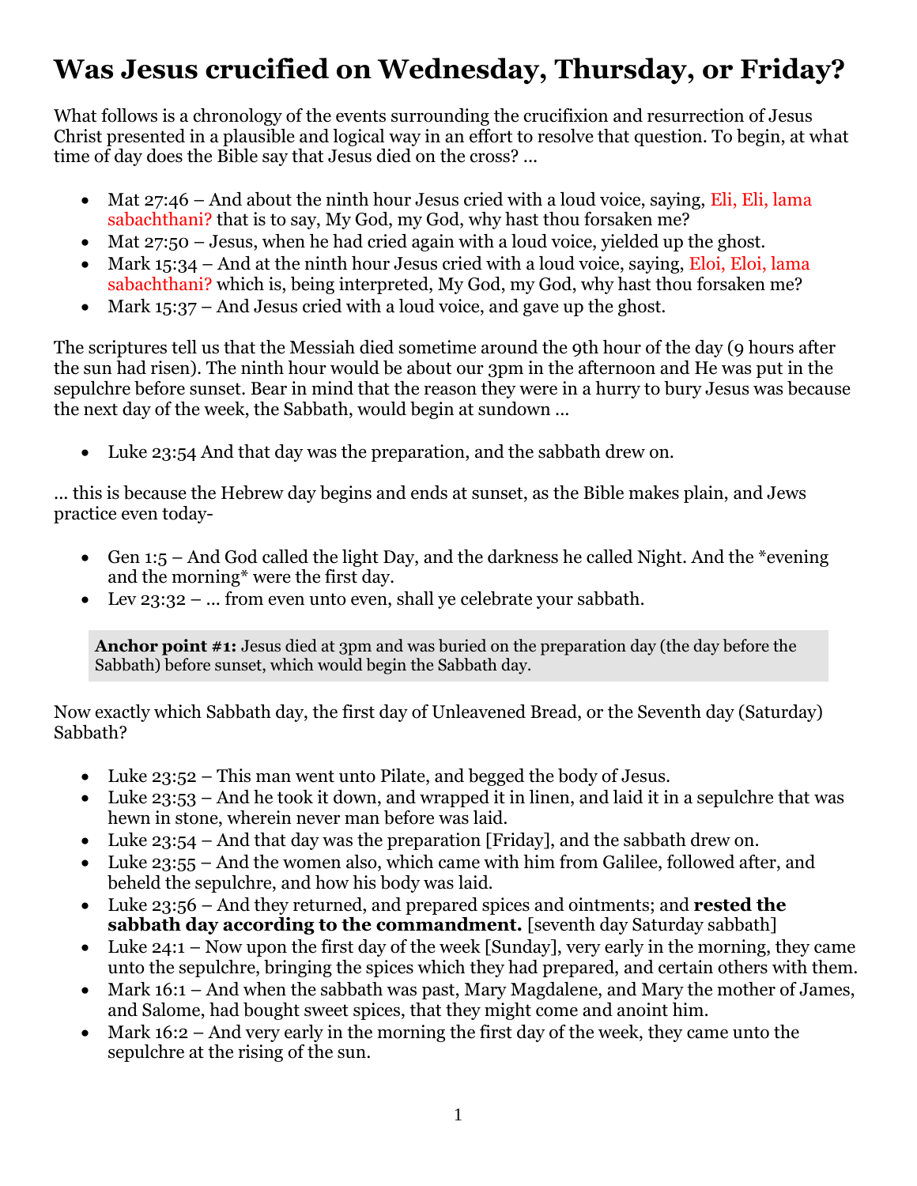# Was Jesus crucified on Wednesday, Thursday, or Friday?

What follows is a chronology of the events surrounding the crucifixion and resurrection of Jesus Christ presented in a plausible and logical way in an effort to resolve that question. To begin, at what time of day does the Bible say that Jesus died on the cross? …

- Mat 27:46 – And about the ninth hour Jesus cried with a loud voice, saying, Eli, Eli, lama sabachthani? that is to say, My God, my God, why hast thou forsaken me?
- Mat 27:50 – Jesus, when he had cried again with a loud voice, yielded up the ghost.
- Mark 15:34 – And at the ninth hour Jesus cried with a loud voice, saying, Eloi, Eloi, lama sabachthani? which is, being interpreted, My God, my God, why hast thou forsaken me?
- Mark 15:37 – And Jesus cried with a loud voice, and gave up the ghost.

The scriptures tell us that the Messiah died sometime around the 9th hour of the day (9 hours after the sun had risen). The ninth hour would be about our 3pm in the afternoon and He was put in the sepulchre before sunset. Bear in mind that the reason they were in a hurry to bury Jesus was because the next day of the week, the Sabbath, would begin at sundown …

- Luke 23:54 And that day was the preparation, and the sabbath drew on.

… this is because the Hebrew day begins and ends at sunset, as the Bible makes plain, and Jews practice even today-

- Gen 1:5 – And God called the light Day, and the darkness he called Night. And the *evening and the morning* were the first day.
- Lev 23:32 – … from even unto even, shall ye celebrate your sabbath.

> **Anchor point #1:** Jesus died at 3pm and was buried on the preparation day (the day before the Sabbath) before sunset, which would begin the Sabbath day.

Now exactly which Sabbath day, the first day of Unleavened Bread, or the Seventh day (Saturday) Sabbath?

- Luke 23:52 – This man went unto Pilate, and begged the body of Jesus.
- Luke 23:53 – And he took it down, and wrapped it in linen, and laid it in a sepulchre that was hewn in stone, wherein never man before was laid.
- Luke 23:54 – And that day was the preparation [Friday], and the sabbath drew on.
- Luke 23:55 – And the women also, which came with him from Galilee, followed after, and beheld the sepulchre, and how his body was laid.
- Luke 23:56 – And they returned, and prepared spices and ointments; and **rested the sabbath day according to the commandment.** [seventh day Saturday sabbath]
- Luke 24:1 – Now upon the first day of the week [Sunday], very early in the morning, they came unto the sepulchre, bringing the spices which they had prepared, and certain others with them.
- Mark 16:1 – And when the sabbath was past, Mary Magdalene, and Mary the mother of James, and Salome, had bought sweet spices, that they might come and anoint him.
- Mark 16:2 – And very early in the morning the first day of the week, they came unto the sepulchre at the rising of the sun.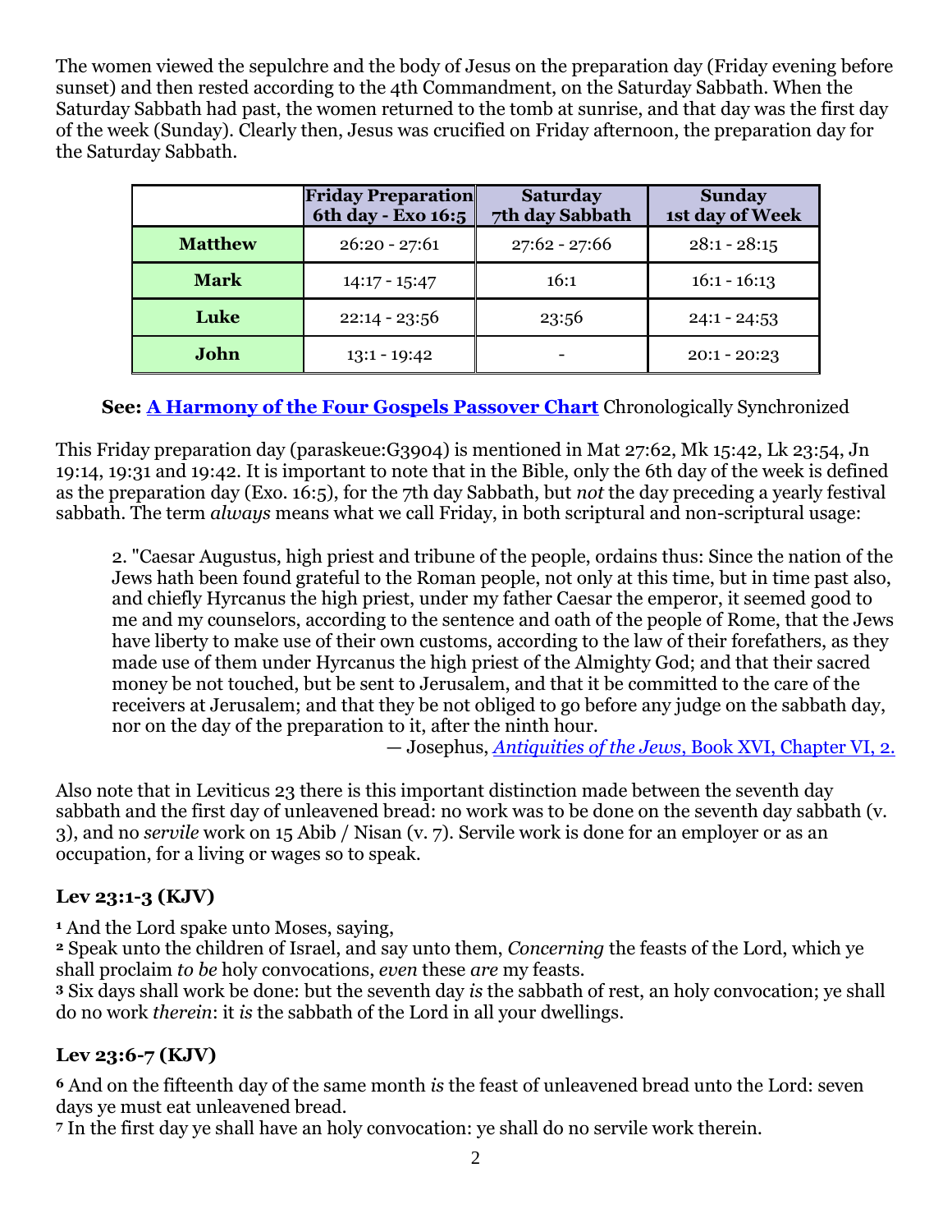The women viewed the sepulchre and the body of Jesus on the preparation day (Friday evening before sunset) and then rested according to the 4th Commandment, on the Saturday Sabbath. When the Saturday Sabbath had past, the women returned to the tomb at sunrise, and that day was the first day of the week (Sunday). Clearly then, Jesus was crucified on Friday afternoon, the preparation day for the Saturday Sabbath.

| | **Friday Preparation 6th day - Exo 16:5** | **Saturday 7th day Sabbath** | **Sunday 1st day of Week** |
|---|---|---|---|
| **Matthew** | 26:20 - 27:61 | 27:62 - 27:66 | 28:1 - 28:15 |
| **Mark** | 14:17 - 15:47 | 16:1 | 16:1 - 16:13 |
| **Luke** | 22:14 - 23:56 | 23:56 | 24:1 - 24:53 |
| **John** | 13:1 - 19:42 | - | 20:1 - 20:23 |

**See: [A Harmony of the Four Gospels Passover Chart]** Chronologically Synchronized

This Friday preparation day (paraskeue:G3904) is mentioned in Mat 27:62, Mk 15:42, Lk 23:54, Jn 19:14, 19:31 and 19:42. It is important to note that in the Bible, only the 6th day of the week is defined as the preparation day (Exo. 16:5), for the 7th day Sabbath, but *not* the day preceding a yearly festival sabbath. The term *always* means what we call Friday, in both scriptural and non-scriptural usage:

> 2. "Caesar Augustus, high priest and tribune of the people, ordains thus: Since the nation of the Jews hath been found grateful to the Roman people, not only at this time, but in time past also, and chiefly Hyrcanus the high priest, under my father Caesar the emperor, it seemed good to me and my counselors, according to the sentence and oath of the people of Rome, that the Jews have liberty to make use of their own customs, according to the law of their forefathers, as they made use of them under Hyrcanus the high priest of the Almighty God; and that their sacred money be not touched, but be sent to Jerusalem, and that it be committed to the care of the receivers at Jerusalem; and that they be not obliged to go before any judge on the sabbath day, nor on the day of the preparation to it, after the ninth hour.
>
> — Josephus, *[Antiquities of the Jews](#)*[, Book XVI, Chapter VI, 2.]

Also note that in Leviticus 23 there is this important distinction made between the seventh day sabbath and the first day of unleavened bread: no work was to be done on the seventh day sabbath (v. 3), and no *servile* work on 15 Abib / Nisan (v. 7). Servile work is done for an employer or as an occupation, for a living or wages so to speak.

### Lev 23:1-3 (KJV)

[1] And the Lord spake unto Moses, saying,
[2] Speak unto the children of Israel, and say unto them, *Concerning* the feasts of the Lord, which ye shall proclaim *to be* holy convocations, *even* these *are* my feasts.
[3] Six days shall work be done: but the seventh day *is* the sabbath of rest, an holy convocation; ye shall do no work *therein*: it *is* the sabbath of the Lord in all your dwellings.

### Lev 23:6-7 (KJV)

[6] And on the fifteenth day of the same month *is* the feast of unleavened bread unto the Lord: seven days ye must eat unleavened bread.
[7] In the first day ye shall have an holy convocation: ye shall do no servile work therein.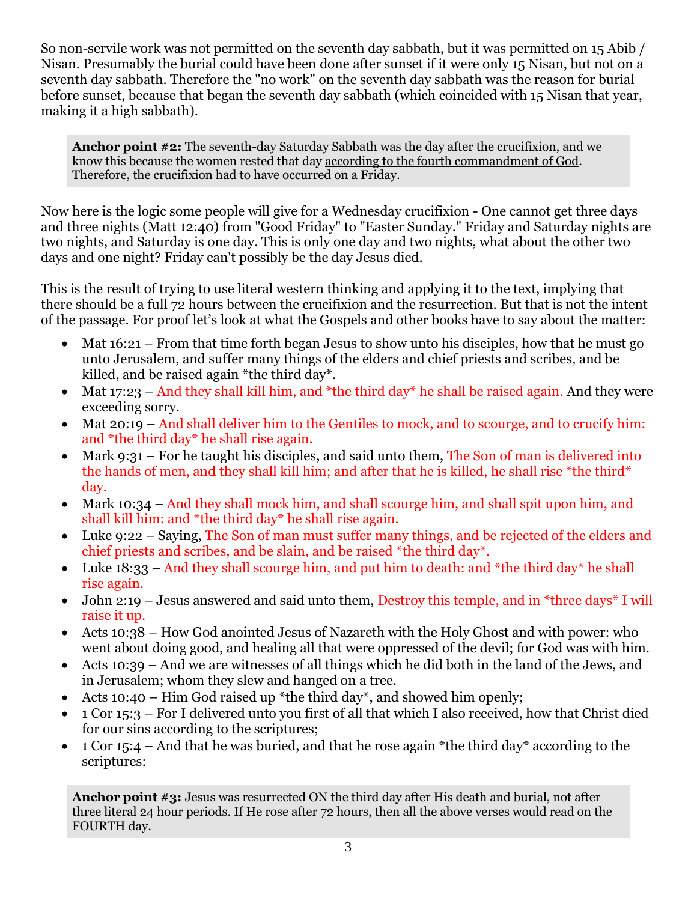So non-servile work was not permitted on the seventh day sabbath, but it was permitted on 15 Abib / Nisan. Presumably the burial could have been done after sunset if it were only 15 Nisan, but not on a seventh day sabbath. Therefore the "no work" on the seventh day sabbath was the reason for burial before sunset, because that began the seventh day sabbath (which coincided with 15 Nisan that year, making it a high sabbath).

> **Anchor point #2:** The seventh-day Saturday Sabbath was the day after the crucifixion, and we know this because the women rested that day according to the fourth commandment of God. Therefore, the crucifixion had to have occurred on a Friday.

Now here is the logic some people will give for a Wednesday crucifixion - One cannot get three days and three nights (Matt 12:40) from "Good Friday" to "Easter Sunday." Friday and Saturday nights are two nights, and Saturday is one day. This is only one day and two nights, what about the other two days and one night? Friday can't possibly be the day Jesus died.

This is the result of trying to use literal western thinking and applying it to the text, implying that there should be a full 72 hours between the crucifixion and the resurrection. But that is not the intent of the passage. For proof let's look at what the Gospels and other books have to say about the matter:

- Mat 16:21 – From that time forth began Jesus to show unto his disciples, how that he must go unto Jerusalem, and suffer many things of the elders and chief priests and scribes, and be killed, and be raised again *the third day*.
- Mat 17:23 – And they shall kill him, and *the third day* he shall be raised again. And they were exceeding sorry.
- Mat 20:19 – And shall deliver him to the Gentiles to mock, and to scourge, and to crucify him: and *the third day* he shall rise again.
- Mark 9:31 – For he taught his disciples, and said unto them, The Son of man is delivered into the hands of men, and they shall kill him; and after that he is killed, he shall rise *the third* day.
- Mark 10:34 – And they shall mock him, and shall scourge him, and shall spit upon him, and shall kill him: and *the third day* he shall rise again.
- Luke 9:22 – Saying, The Son of man must suffer many things, and be rejected of the elders and chief priests and scribes, and be slain, and be raised *the third day*.
- Luke 18:33 – And they shall scourge him, and put him to death: and *the third day* he shall rise again.
- John 2:19 – Jesus answered and said unto them, Destroy this temple, and in *three days* I will raise it up.
- Acts 10:38 – How God anointed Jesus of Nazareth with the Holy Ghost and with power: who went about doing good, and healing all that were oppressed of the devil; for God was with him.
- Acts 10:39 – And we are witnesses of all things which he did both in the land of the Jews, and in Jerusalem; whom they slew and hanged on a tree.
- Acts 10:40 – Him God raised up *the third day*, and showed him openly;
- 1 Cor 15:3 – For I delivered unto you first of all that which I also received, how that Christ died for our sins according to the scriptures;
- 1 Cor 15:4 – And that he was buried, and that he rose again *the third day* according to the scriptures:

> **Anchor point #3:** Jesus was resurrected ON the third day after His death and burial, not after three literal 24 hour periods. If He rose after 72 hours, then all the above verses would read on the FOURTH day.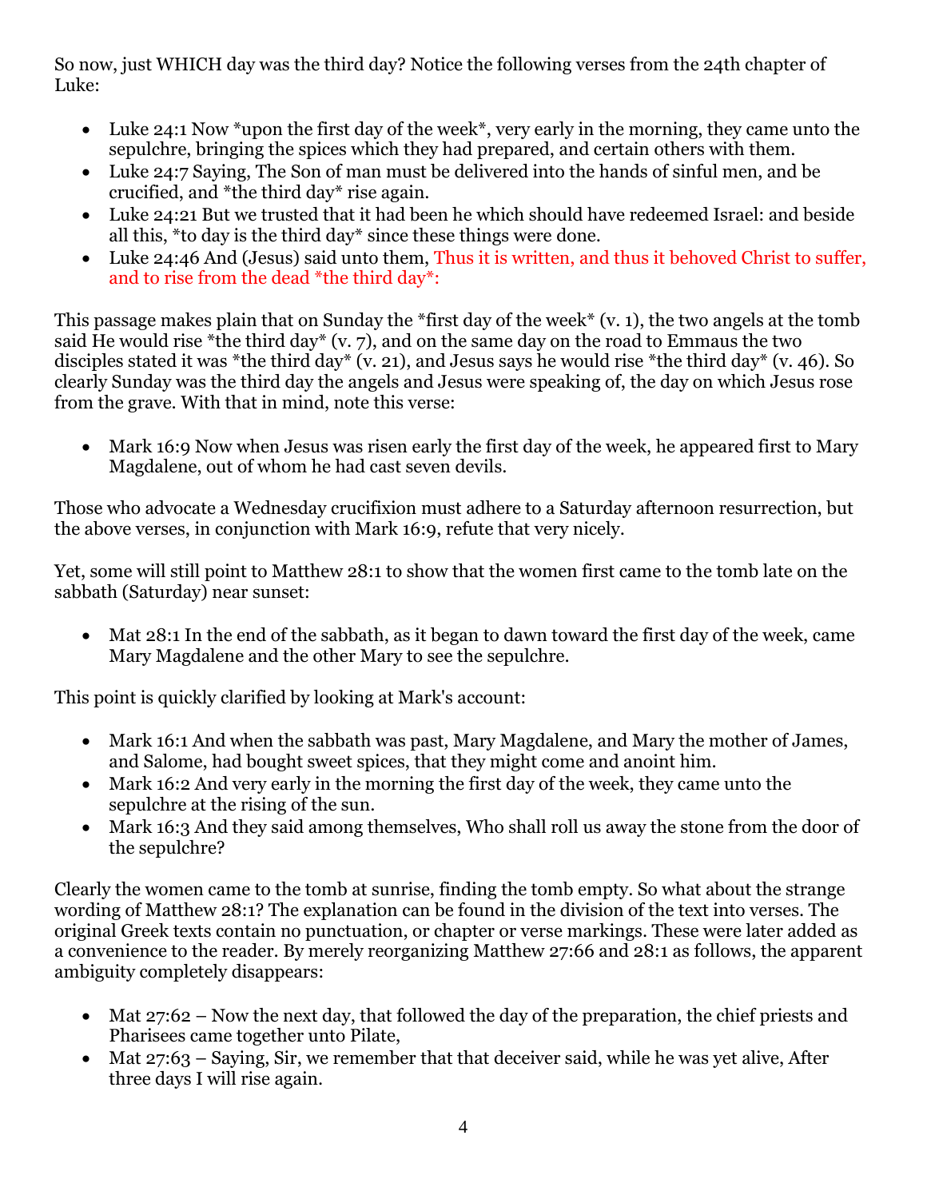So now, just WHICH day was the third day? Notice the following verses from the 24th chapter of Luke:

- Luke 24:1 Now *upon the first day of the week*, very early in the morning, they came unto the sepulchre, bringing the spices which they had prepared, and certain others with them.
- Luke 24:7 Saying, The Son of man must be delivered into the hands of sinful men, and be crucified, and *the third day* rise again.
- Luke 24:21 But we trusted that it had been he which should have redeemed Israel: and beside all this, *to day is the third day* since these things were done.
- Luke 24:46 And (Jesus) said unto them, Thus it is written, and thus it behoved Christ to suffer, and to rise from the dead *the third day*:

This passage makes plain that on Sunday the *first day of the week* (v. 1), the two angels at the tomb said He would rise *the third day* (v. 7), and on the same day on the road to Emmaus the two disciples stated it was *the third day* (v. 21), and Jesus says he would rise *the third day* (v. 46). So clearly Sunday was the third day the angels and Jesus were speaking of, the day on which Jesus rose from the grave. With that in mind, note this verse:

- Mark 16:9 Now when Jesus was risen early the first day of the week, he appeared first to Mary Magdalene, out of whom he had cast seven devils.

Those who advocate a Wednesday crucifixion must adhere to a Saturday afternoon resurrection, but the above verses, in conjunction with Mark 16:9, refute that very nicely.

Yet, some will still point to Matthew 28:1 to show that the women first came to the tomb late on the sabbath (Saturday) near sunset:

- Mat 28:1 In the end of the sabbath, as it began to dawn toward the first day of the week, came Mary Magdalene and the other Mary to see the sepulchre.

This point is quickly clarified by looking at Mark's account:

- Mark 16:1 And when the sabbath was past, Mary Magdalene, and Mary the mother of James, and Salome, had bought sweet spices, that they might come and anoint him.
- Mark 16:2 And very early in the morning the first day of the week, they came unto the sepulchre at the rising of the sun.
- Mark 16:3 And they said among themselves, Who shall roll us away the stone from the door of the sepulchre?

Clearly the women came to the tomb at sunrise, finding the tomb empty. So what about the strange wording of Matthew 28:1? The explanation can be found in the division of the text into verses. The original Greek texts contain no punctuation, or chapter or verse markings. These were later added as a convenience to the reader. By merely reorganizing Matthew 27:66 and 28:1 as follows, the apparent ambiguity completely disappears:

- Mat 27:62 – Now the next day, that followed the day of the preparation, the chief priests and Pharisees came together unto Pilate,
- Mat 27:63 – Saying, Sir, we remember that that deceiver said, while he was yet alive, After three days I will rise again.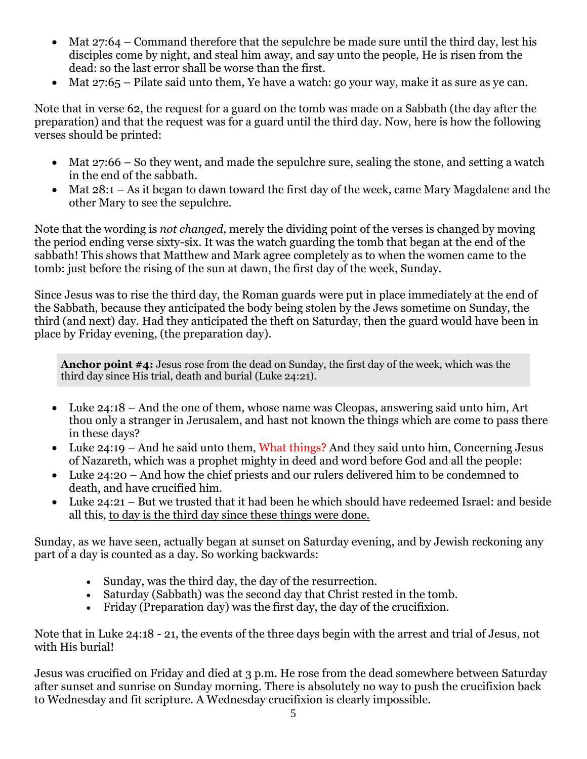- Mat 27:64 – Command therefore that the sepulchre be made sure until the third day, lest his disciples come by night, and steal him away, and say unto the people, He is risen from the dead: so the last error shall be worse than the first.
- Mat 27:65 – Pilate said unto them, Ye have a watch: go your way, make it as sure as ye can.

Note that in verse 62, the request for a guard on the tomb was made on a Sabbath (the day after the preparation) and that the request was for a guard until the third day. Now, here is how the following verses should be printed:

- Mat 27:66 – So they went, and made the sepulchre sure, sealing the stone, and setting a watch in the end of the sabbath.
- Mat 28:1 – As it began to dawn toward the first day of the week, came Mary Magdalene and the other Mary to see the sepulchre.

Note that the wording is *not changed*, merely the dividing point of the verses is changed by moving the period ending verse sixty-six. It was the watch guarding the tomb that began at the end of the sabbath! This shows that Matthew and Mark agree completely as to when the women came to the tomb: just before the rising of the sun at dawn, the first day of the week, Sunday.

Since Jesus was to rise the third day, the Roman guards were put in place immediately at the end of the Sabbath, because they anticipated the body being stolen by the Jews sometime on Sunday, the third (and next) day. Had they anticipated the theft on Saturday, then the guard would have been in place by Friday evening, (the preparation day).

> **Anchor point #4:** Jesus rose from the dead on Sunday, the first day of the week, which was the third day since His trial, death and burial (Luke 24:21).

- Luke 24:18 – And the one of them, whose name was Cleopas, answering said unto him, Art thou only a stranger in Jerusalem, and hast not known the things which are come to pass there in these days?
- Luke 24:19 – And he said unto them, What things? And they said unto him, Concerning Jesus of Nazareth, which was a prophet mighty in deed and word before God and all the people:
- Luke 24:20 – And how the chief priests and our rulers delivered him to be condemned to death, and have crucified him.
- Luke 24:21 – But we trusted that it had been he which should have redeemed Israel: and beside all this, <u>to day is the third day since these things were done.</u>

Sunday, as we have seen, actually began at sunset on Saturday evening, and by Jewish reckoning any part of a day is counted as a day. So working backwards:

- Sunday, was the third day, the day of the resurrection.
- Saturday (Sabbath) was the second day that Christ rested in the tomb.
- Friday (Preparation day) was the first day, the day of the crucifixion.

Note that in Luke 24:18 - 21, the events of the three days begin with the arrest and trial of Jesus, not with His burial!

Jesus was crucified on Friday and died at 3 p.m. He rose from the dead somewhere between Saturday after sunset and sunrise on Sunday morning. There is absolutely no way to push the crucifixion back to Wednesday and fit scripture. A Wednesday crucifixion is clearly impossible.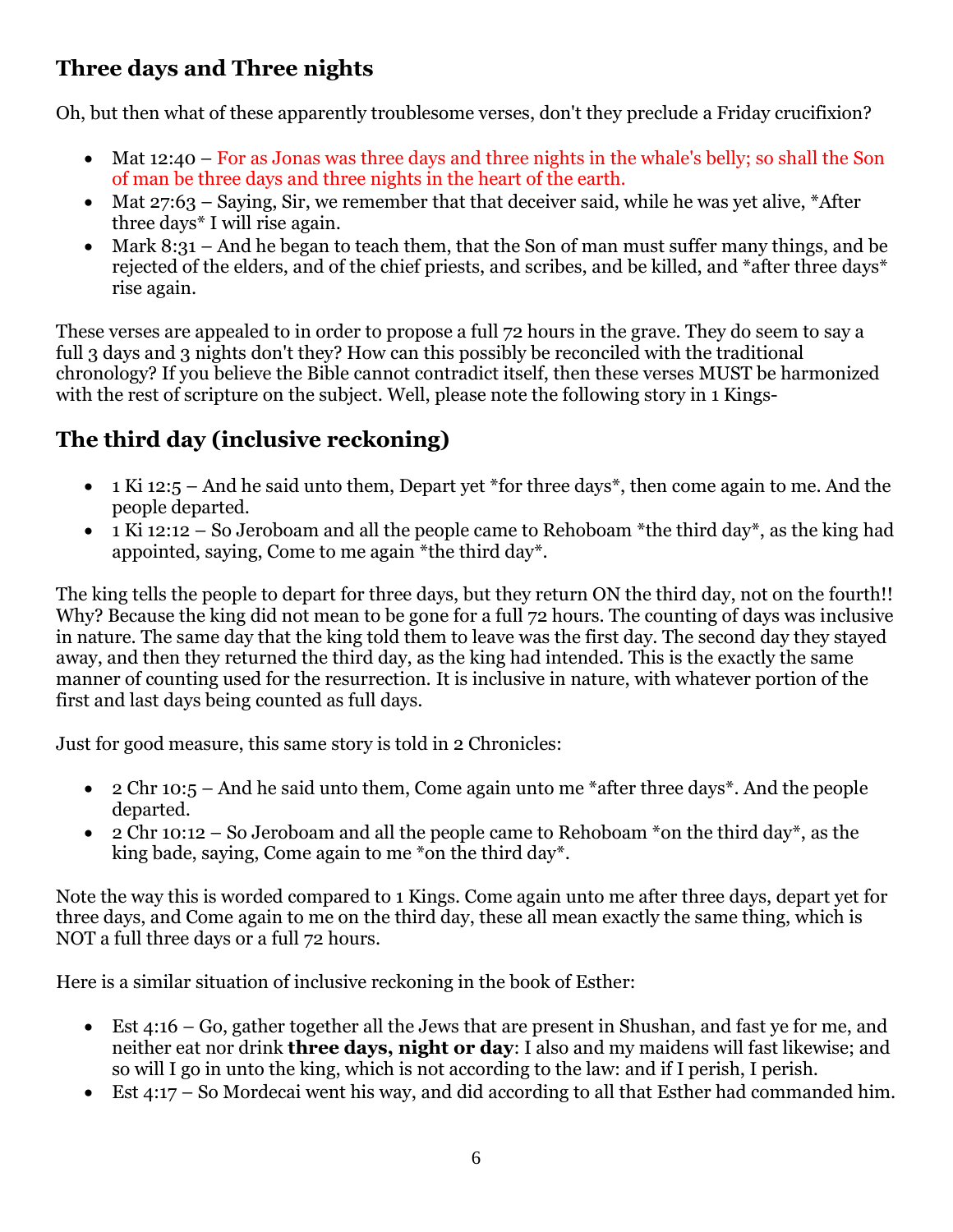## Three days and Three nights

Oh, but then what of these apparently troublesome verses, don't they preclude a Friday crucifixion?

- Mat 12:40 – For as Jonas was three days and three nights in the whale's belly; so shall the Son of man be three days and three nights in the heart of the earth.
- Mat 27:63 – Saying, Sir, we remember that that deceiver said, while he was yet alive, *After three days* I will rise again.
- Mark 8:31 – And he began to teach them, that the Son of man must suffer many things, and be rejected of the elders, and of the chief priests, and scribes, and be killed, and *after three days* rise again.

These verses are appealed to in order to propose a full 72 hours in the grave. They do seem to say a full 3 days and 3 nights don't they? How can this possibly be reconciled with the traditional chronology? If you believe the Bible cannot contradict itself, then these verses MUST be harmonized with the rest of scripture on the subject. Well, please note the following story in 1 Kings-

## The third day (inclusive reckoning)

- 1 Ki 12:5 – And he said unto them, Depart yet *for three days*, then come again to me. And the people departed.
- 1 Ki 12:12 – So Jeroboam and all the people came to Rehoboam *the third day*, as the king had appointed, saying, Come to me again *the third day*.

The king tells the people to depart for three days, but they return ON the third day, not on the fourth!! Why? Because the king did not mean to be gone for a full 72 hours. The counting of days was inclusive in nature. The same day that the king told them to leave was the first day. The second day they stayed away, and then they returned the third day, as the king had intended. This is the exactly the same manner of counting used for the resurrection. It is inclusive in nature, with whatever portion of the first and last days being counted as full days.

Just for good measure, this same story is told in 2 Chronicles:

- 2 Chr 10:5 – And he said unto them, Come again unto me *after three days*. And the people departed.
- 2 Chr 10:12 – So Jeroboam and all the people came to Rehoboam *on the third day*, as the king bade, saying, Come again to me *on the third day*.

Note the way this is worded compared to 1 Kings. Come again unto me after three days, depart yet for three days, and Come again to me on the third day, these all mean exactly the same thing, which is NOT a full three days or a full 72 hours.

Here is a similar situation of inclusive reckoning in the book of Esther:

- Est 4:16 – Go, gather together all the Jews that are present in Shushan, and fast ye for me, and neither eat nor drink **three days, night or day**: I also and my maidens will fast likewise; and so will I go in unto the king, which is not according to the law: and if I perish, I perish.
- Est 4:17 – So Mordecai went his way, and did according to all that Esther had commanded him.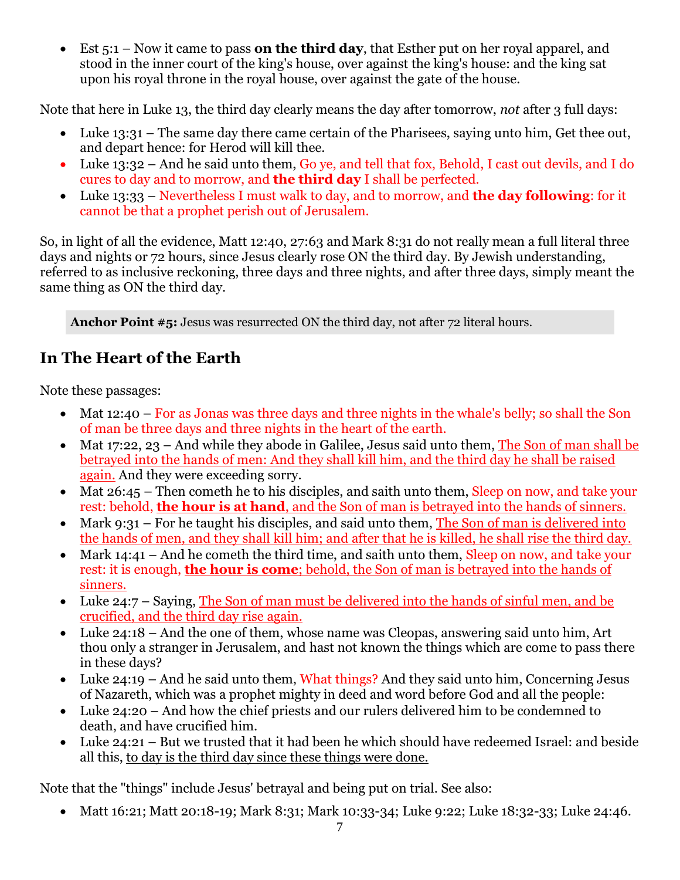- Est 5:1 – Now it came to pass **on the third day**, that Esther put on her royal apparel, and stood in the inner court of the king's house, over against the king's house: and the king sat upon his royal throne in the royal house, over against the gate of the house.

Note that here in Luke 13, the third day clearly means the day after tomorrow, *not* after 3 full days:

- Luke 13:31 – The same day there came certain of the Pharisees, saying unto him, Get thee out, and depart hence: for Herod will kill thee.
- Luke 13:32 – And he said unto them, Go ye, and tell that fox, Behold, I cast out devils, and I do cures to day and to morrow, and **the third day** I shall be perfected.
- Luke 13:33 – Nevertheless I must walk to day, and to morrow, and **the day following**: for it cannot be that a prophet perish out of Jerusalem.

So, in light of all the evidence, Matt 12:40, 27:63 and Mark 8:31 do not really mean a full literal three days and nights or 72 hours, since Jesus clearly rose ON the third day. By Jewish understanding, referred to as inclusive reckoning, three days and three nights, and after three days, simply meant the same thing as ON the third day.

**Anchor Point #5:** Jesus was resurrected ON the third day, not after 72 literal hours.

## In The Heart of the Earth

Note these passages:

- Mat 12:40 – For as Jonas was three days and three nights in the whale's belly; so shall the Son of man be three days and three nights in the heart of the earth.
- Mat 17:22, 23 – And while they abode in Galilee, Jesus said unto them, The Son of man shall be betrayed into the hands of men: And they shall kill him, and the third day he shall be raised again. And they were exceeding sorry.
- Mat 26:45 – Then cometh he to his disciples, and saith unto them, Sleep on now, and take your rest: behold, **the hour is at hand**, and the Son of man is betrayed into the hands of sinners.
- Mark 9:31 – For he taught his disciples, and said unto them, The Son of man is delivered into the hands of men, and they shall kill him; and after that he is killed, he shall rise the third day.
- Mark 14:41 – And he cometh the third time, and saith unto them, Sleep on now, and take your rest: it is enough, **the hour is come**; behold, the Son of man is betrayed into the hands of sinners.
- Luke 24:7 – Saying, The Son of man must be delivered into the hands of sinful men, and be crucified, and the third day rise again.
- Luke 24:18 – And the one of them, whose name was Cleopas, answering said unto him, Art thou only a stranger in Jerusalem, and hast not known the things which are come to pass there in these days?
- Luke 24:19 – And he said unto them, What things? And they said unto him, Concerning Jesus of Nazareth, which was a prophet mighty in deed and word before God and all the people:
- Luke 24:20 – And how the chief priests and our rulers delivered him to be condemned to death, and have crucified him.
- Luke 24:21 – But we trusted that it had been he which should have redeemed Israel: and beside all this, to day is the third day since these things were done.

Note that the "things" include Jesus' betrayal and being put on trial. See also:

- Matt 16:21; Matt 20:18-19; Mark 8:31; Mark 10:33-34; Luke 9:22; Luke 18:32-33; Luke 24:46.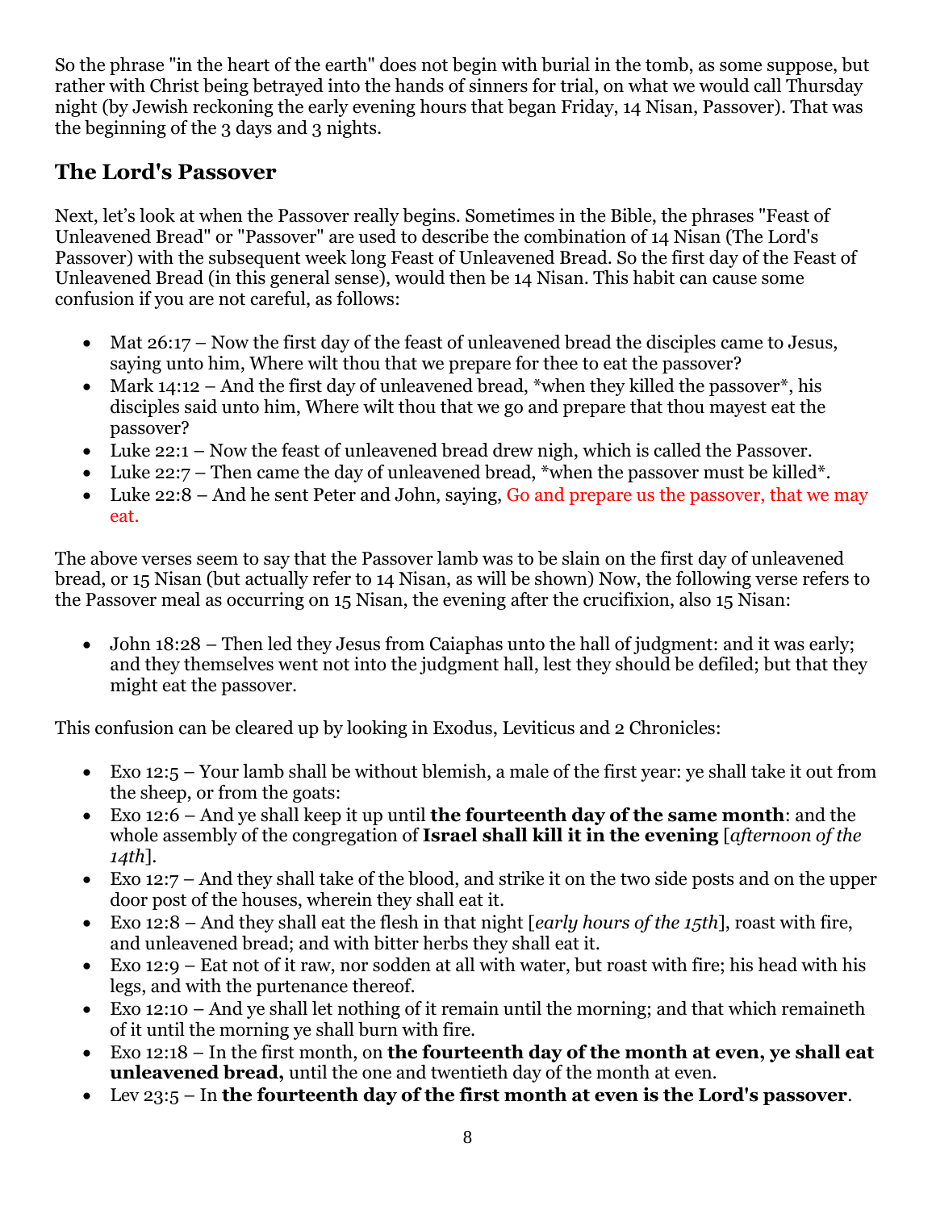So the phrase "in the heart of the earth" does not begin with burial in the tomb, as some suppose, but rather with Christ being betrayed into the hands of sinners for trial, on what we would call Thursday night (by Jewish reckoning the early evening hours that began Friday, 14 Nisan, Passover). That was the beginning of the 3 days and 3 nights.

## The Lord's Passover

Next, let's look at when the Passover really begins. Sometimes in the Bible, the phrases "Feast of Unleavened Bread" or "Passover" are used to describe the combination of 14 Nisan (The Lord's Passover) with the subsequent week long Feast of Unleavened Bread. So the first day of the Feast of Unleavened Bread (in this general sense), would then be 14 Nisan. This habit can cause some confusion if you are not careful, as follows:

- Mat 26:17 – Now the first day of the feast of unleavened bread the disciples came to Jesus, saying unto him, Where wilt thou that we prepare for thee to eat the passover?
- Mark 14:12 – And the first day of unleavened bread, *when they killed the passover*, his disciples said unto him, Where wilt thou that we go and prepare that thou mayest eat the passover?
- Luke 22:1 – Now the feast of unleavened bread drew nigh, which is called the Passover.
- Luke 22:7 – Then came the day of unleavened bread, *when the passover must be killed*.
- Luke 22:8 – And he sent Peter and John, saying, Go and prepare us the passover, that we may eat.

The above verses seem to say that the Passover lamb was to be slain on the first day of unleavened bread, or 15 Nisan (but actually refer to 14 Nisan, as will be shown) Now, the following verse refers to the Passover meal as occurring on 15 Nisan, the evening after the crucifixion, also 15 Nisan:

- John 18:28 – Then led they Jesus from Caiaphas unto the hall of judgment: and it was early; and they themselves went not into the judgment hall, lest they should be defiled; but that they might eat the passover.

This confusion can be cleared up by looking in Exodus, Leviticus and 2 Chronicles:

- Exo 12:5 – Your lamb shall be without blemish, a male of the first year: ye shall take it out from the sheep, or from the goats:
- Exo 12:6 – And ye shall keep it up until **the fourteenth day of the same month**: and the whole assembly of the congregation of **Israel shall kill it in the evening** [*afternoon of the 14th*].
- Exo 12:7 – And they shall take of the blood, and strike it on the two side posts and on the upper door post of the houses, wherein they shall eat it.
- Exo 12:8 – And they shall eat the flesh in that night [*early hours of the 15th*], roast with fire, and unleavened bread; and with bitter herbs they shall eat it.
- Exo 12:9 – Eat not of it raw, nor sodden at all with water, but roast with fire; his head with his legs, and with the purtenance thereof.
- Exo 12:10 – And ye shall let nothing of it remain until the morning; and that which remaineth of it until the morning ye shall burn with fire.
- Exo 12:18 – In the first month, on **the fourteenth day of the month at even, ye shall eat unleavened bread,** until the one and twentieth day of the month at even.
- Lev 23:5 – In **the fourteenth day of the first month at even is the Lord's passover**.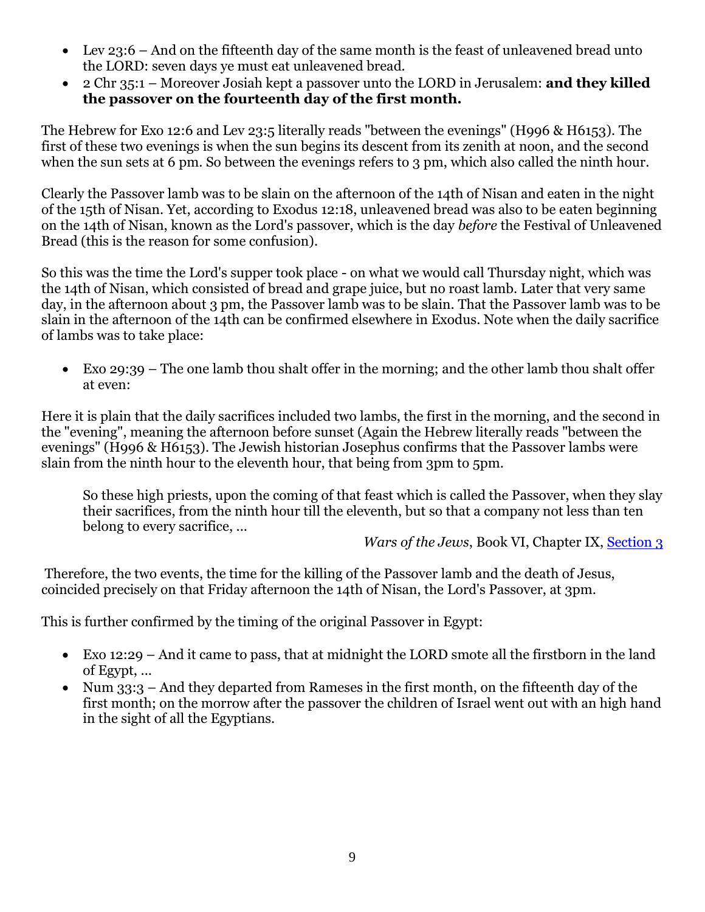- Lev 23:6 – And on the fifteenth day of the same month is the feast of unleavened bread unto the LORD: seven days ye must eat unleavened bread.
- 2 Chr 35:1 – Moreover Josiah kept a passover unto the LORD in Jerusalem: **and they killed the passover on the fourteenth day of the first month.**

The Hebrew for Exo 12:6 and Lev 23:5 literally reads "between the evenings" (H996 & H6153). The first of these two evenings is when the sun begins its descent from its zenith at noon, and the second when the sun sets at 6 pm. So between the evenings refers to 3 pm, which also called the ninth hour.

Clearly the Passover lamb was to be slain on the afternoon of the 14th of Nisan and eaten in the night of the 15th of Nisan. Yet, according to Exodus 12:18, unleavened bread was also to be eaten beginning on the 14th of Nisan, known as the Lord's passover, which is the day *before* the Festival of Unleavened Bread (this is the reason for some confusion).

So this was the time the Lord's supper took place - on what we would call Thursday night, which was the 14th of Nisan, which consisted of bread and grape juice, but no roast lamb. Later that very same day, in the afternoon about 3 pm, the Passover lamb was to be slain. That the Passover lamb was to be slain in the afternoon of the 14th can be confirmed elsewhere in Exodus. Note when the daily sacrifice of lambs was to take place:

- Exo 29:39 – The one lamb thou shalt offer in the morning; and the other lamb thou shalt offer at even:

Here it is plain that the daily sacrifices included two lambs, the first in the morning, and the second in the "evening", meaning the afternoon before sunset (Again the Hebrew literally reads "between the evenings" (H996 & H6153). The Jewish historian Josephus confirms that the Passover lambs were slain from the ninth hour to the eleventh hour, that being from 3pm to 5pm.

> So these high priests, upon the coming of that feast which is called the Passover, when they slay their sacrifices, from the ninth hour till the eleventh, but so that a company not less than ten belong to every sacrifice, ...
>
> *Wars of the Jews*, Book VI, Chapter IX, Section 3

Therefore, the two events, the time for the killing of the Passover lamb and the death of Jesus, coincided precisely on that Friday afternoon the 14th of Nisan, the Lord's Passover, at 3pm.

This is further confirmed by the timing of the original Passover in Egypt:

- Exo 12:29 – And it came to pass, that at midnight the LORD smote all the firstborn in the land of Egypt, ...
- Num 33:3 – And they departed from Rameses in the first month, on the fifteenth day of the first month; on the morrow after the passover the children of Israel went out with an high hand in the sight of all the Egyptians.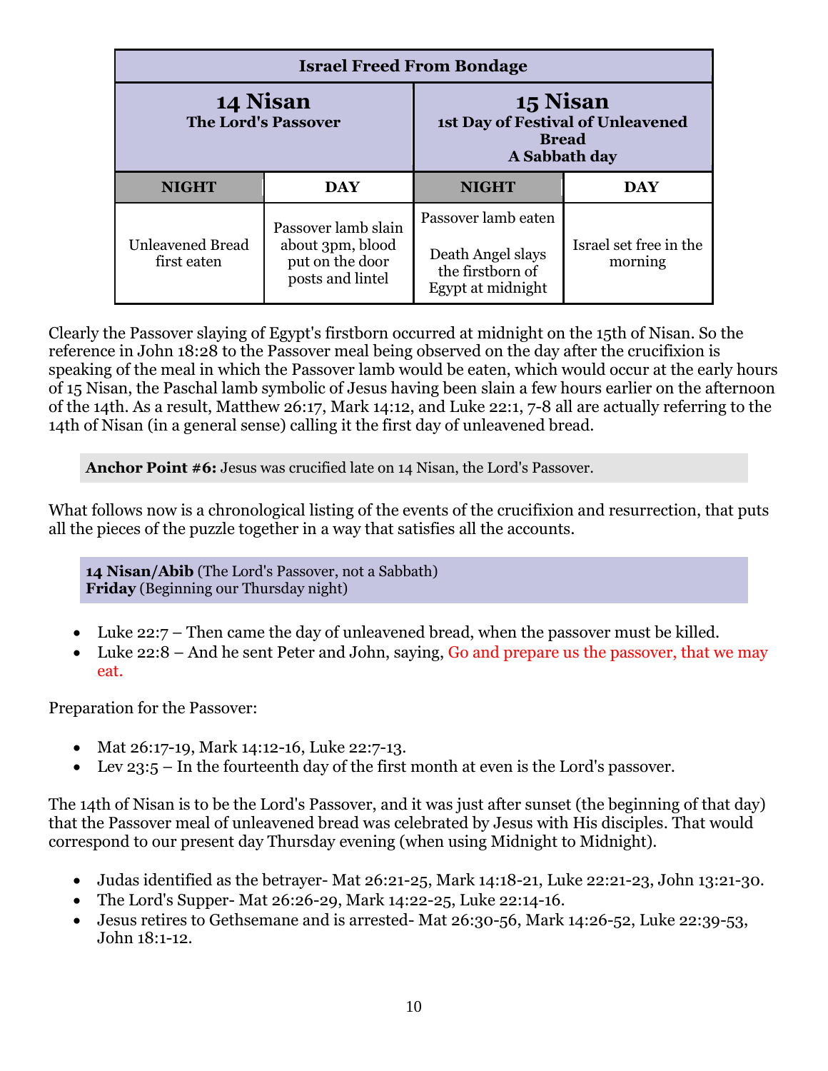| Israel Freed From Bondage | | | |
|---|---|---|---|
| **14 Nisan** **The Lord's Passover** | | **15 Nisan** **1st Day of Festival of Unleavened Bread** **A Sabbath day** | |
| **NIGHT** | **DAY** | **NIGHT** | **DAY** |
| Unleavened Bread first eaten | Passover lamb slain about 3pm, blood put on the door posts and lintel | Passover lamb eaten<br><br>Death Angel slays the firstborn of Egypt at midnight | Israel set free in the morning |

Clearly the Passover slaying of Egypt's firstborn occurred at midnight on the 15th of Nisan. So the reference in John 18:28 to the Passover meal being observed on the day after the crucifixion is speaking of the meal in which the Passover lamb would be eaten, which would occur at the early hours of 15 Nisan, the Paschal lamb symbolic of Jesus having been slain a few hours earlier on the afternoon of the 14th. As a result, Matthew 26:17, Mark 14:12, and Luke 22:1, 7-8 all are actually referring to the 14th of Nisan (in a general sense) calling it the first day of unleavened bread.

> **Anchor Point #6:** Jesus was crucified late on 14 Nisan, the Lord's Passover.

What follows now is a chronological listing of the events of the crucifixion and resurrection, that puts all the pieces of the puzzle together in a way that satisfies all the accounts.

> **14 Nisan/Abib** (The Lord's Passover, not a Sabbath)
> **Friday** (Beginning our Thursday night)

- Luke 22:7 – Then came the day of unleavened bread, when the passover must be killed.
- Luke 22:8 – And he sent Peter and John, saying, Go and prepare us the passover, that we may eat.

Preparation for the Passover:

- Mat 26:17-19, Mark 14:12-16, Luke 22:7-13.
- Lev 23:5 – In the fourteenth day of the first month at even is the Lord's passover.

The 14th of Nisan is to be the Lord's Passover, and it was just after sunset (the beginning of that day) that the Passover meal of unleavened bread was celebrated by Jesus with His disciples. That would correspond to our present day Thursday evening (when using Midnight to Midnight).

- Judas identified as the betrayer- Mat 26:21-25, Mark 14:18-21, Luke 22:21-23, John 13:21-30.
- The Lord's Supper- Mat 26:26-29, Mark 14:22-25, Luke 22:14-16.
- Jesus retires to Gethsemane and is arrested- Mat 26:30-56, Mark 14:26-52, Luke 22:39-53, John 18:1-12.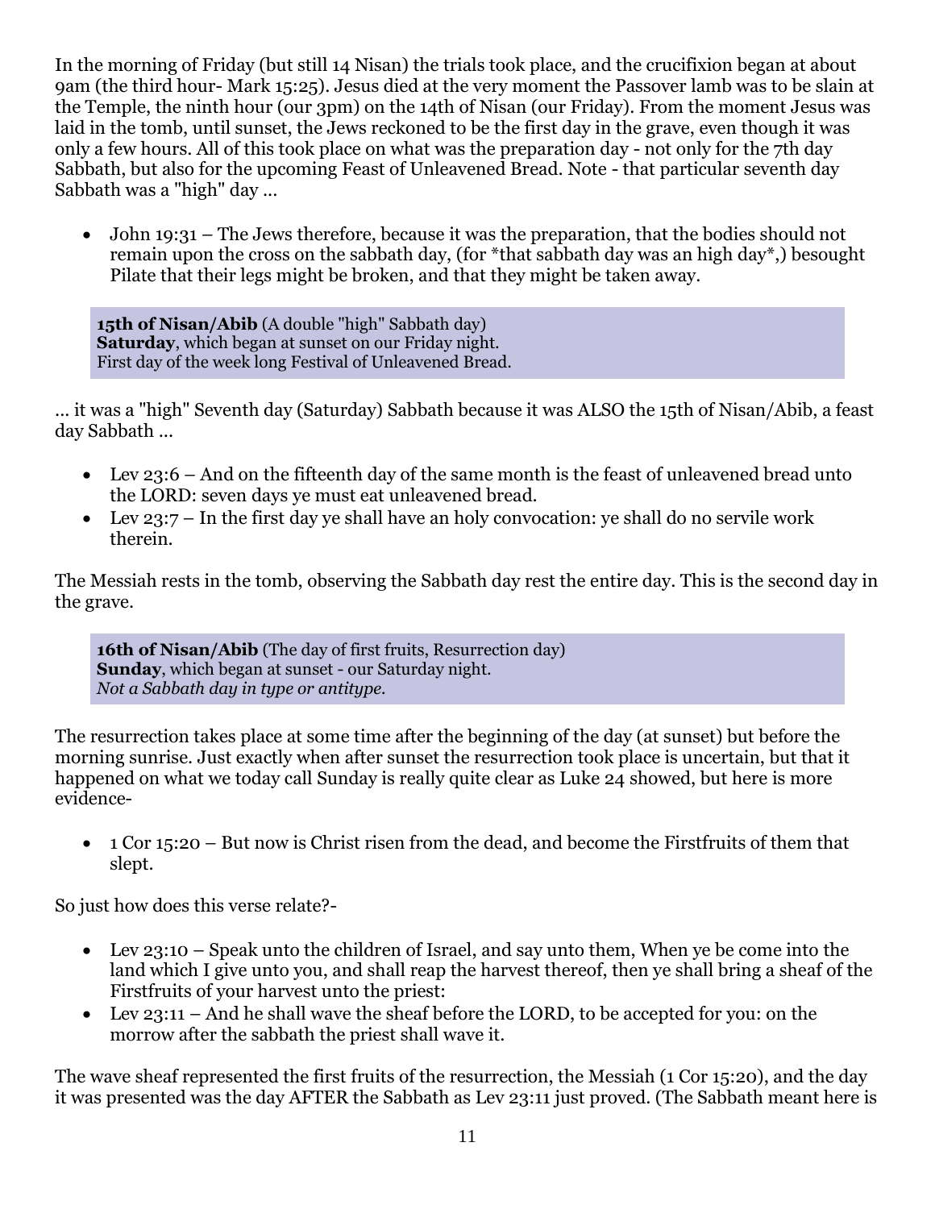In the morning of Friday (but still 14 Nisan) the trials took place, and the crucifixion began at about 9am (the third hour- Mark 15:25). Jesus died at the very moment the Passover lamb was to be slain at the Temple, the ninth hour (our 3pm) on the 14th of Nisan (our Friday). From the moment Jesus was laid in the tomb, until sunset, the Jews reckoned to be the first day in the grave, even though it was only a few hours. All of this took place on what was the preparation day - not only for the 7th day Sabbath, but also for the upcoming Feast of Unleavened Bread. Note - that particular seventh day Sabbath was a "high" day ...

- John 19:31 – The Jews therefore, because it was the preparation, that the bodies should not remain upon the cross on the sabbath day, (for *that sabbath day was an high day*,) besought Pilate that their legs might be broken, and that they might be taken away.

> **15th of Nisan/Abib** (A double "high" Sabbath day)
> **Saturday**, which began at sunset on our Friday night.
> First day of the week long Festival of Unleavened Bread.

... it was a "high" Seventh day (Saturday) Sabbath because it was ALSO the 15th of Nisan/Abib, a feast day Sabbath ...

- Lev 23:6 – And on the fifteenth day of the same month is the feast of unleavened bread unto the LORD: seven days ye must eat unleavened bread.
- Lev 23:7 – In the first day ye shall have an holy convocation: ye shall do no servile work therein.

The Messiah rests in the tomb, observing the Sabbath day rest the entire day. This is the second day in the grave.

> **16th of Nisan/Abib** (The day of first fruits, Resurrection day)
> **Sunday**, which began at sunset - our Saturday night.
> *Not a Sabbath day in type or antitype.*

The resurrection takes place at some time after the beginning of the day (at sunset) but before the morning sunrise. Just exactly when after sunset the resurrection took place is uncertain, but that it happened on what we today call Sunday is really quite clear as Luke 24 showed, but here is more evidence-

- 1 Cor 15:20 – But now is Christ risen from the dead, and become the Firstfruits of them that slept.

So just how does this verse relate?-

- Lev 23:10 – Speak unto the children of Israel, and say unto them, When ye be come into the land which I give unto you, and shall reap the harvest thereof, then ye shall bring a sheaf of the Firstfruits of your harvest unto the priest:
- Lev 23:11 – And he shall wave the sheaf before the LORD, to be accepted for you: on the morrow after the sabbath the priest shall wave it.

The wave sheaf represented the first fruits of the resurrection, the Messiah (1 Cor 15:20), and the day it was presented was the day AFTER the Sabbath as Lev 23:11 just proved. (The Sabbath meant here is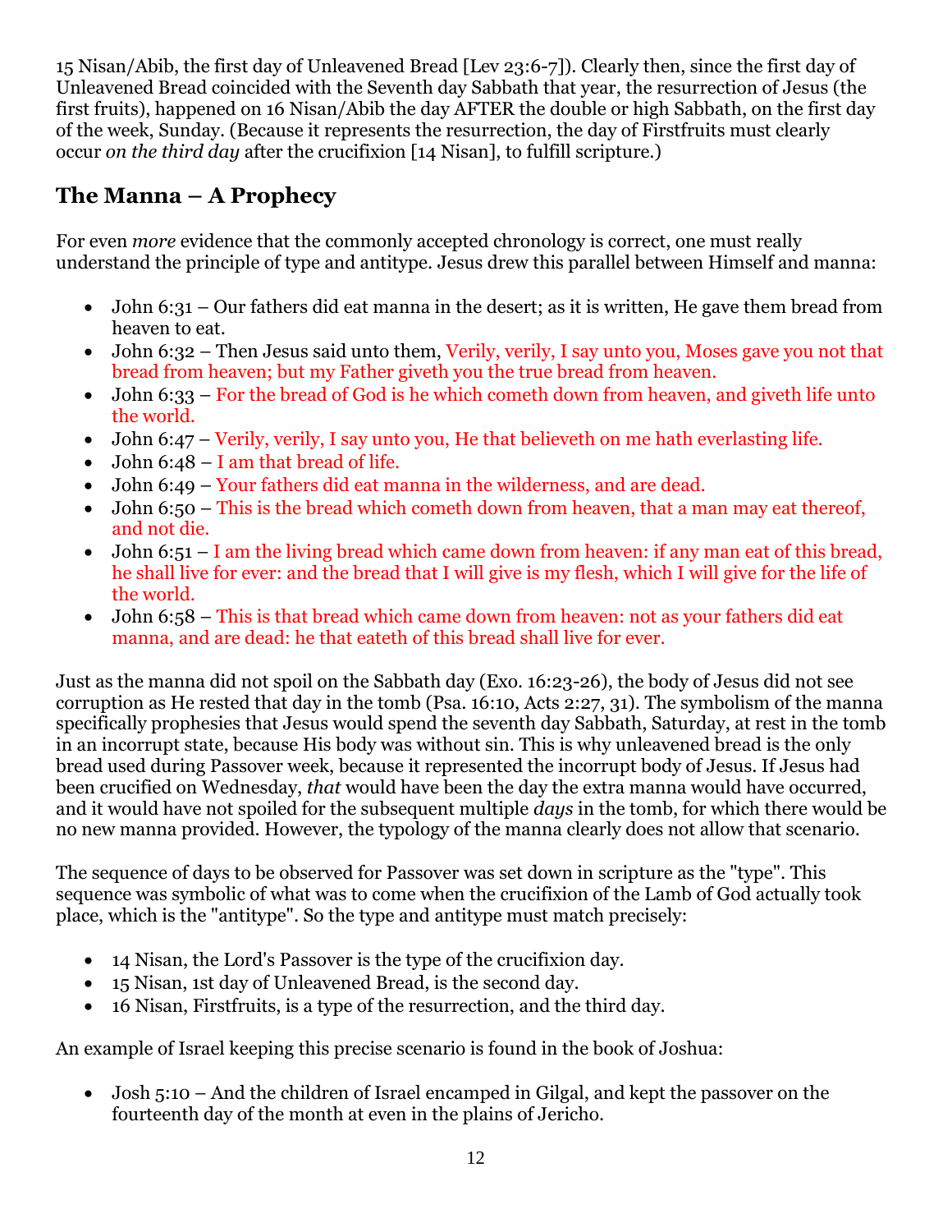15 Nisan/Abib, the first day of Unleavened Bread [Lev 23:6-7]). Clearly then, since the first day of Unleavened Bread coincided with the Seventh day Sabbath that year, the resurrection of Jesus (the first fruits), happened on 16 Nisan/Abib the day AFTER the double or high Sabbath, on the first day of the week, Sunday. (Because it represents the resurrection, the day of Firstfruits must clearly occur *on the third day* after the crucifixion [14 Nisan], to fulfill scripture.)

## The Manna – A Prophecy

For even *more* evidence that the commonly accepted chronology is correct, one must really understand the principle of type and antitype. Jesus drew this parallel between Himself and manna:

- John 6:31 – Our fathers did eat manna in the desert; as it is written, He gave them bread from heaven to eat.
- John 6:32 – Then Jesus said unto them, Verily, verily, I say unto you, Moses gave you not that bread from heaven; but my Father giveth you the true bread from heaven.
- John 6:33 – For the bread of God is he which cometh down from heaven, and giveth life unto the world.
- John 6:47 – Verily, verily, I say unto you, He that believeth on me hath everlasting life.
- John 6:48 – I am that bread of life.
- John 6:49 – Your fathers did eat manna in the wilderness, and are dead.
- John 6:50 – This is the bread which cometh down from heaven, that a man may eat thereof, and not die.
- John 6:51 – I am the living bread which came down from heaven: if any man eat of this bread, he shall live for ever: and the bread that I will give is my flesh, which I will give for the life of the world.
- John 6:58 – This is that bread which came down from heaven: not as your fathers did eat manna, and are dead: he that eateth of this bread shall live for ever.

Just as the manna did not spoil on the Sabbath day (Exo. 16:23-26), the body of Jesus did not see corruption as He rested that day in the tomb (Psa. 16:10, Acts 2:27, 31). The symbolism of the manna specifically prophesies that Jesus would spend the seventh day Sabbath, Saturday, at rest in the tomb in an incorrupt state, because His body was without sin. This is why unleavened bread is the only bread used during Passover week, because it represented the incorrupt body of Jesus. If Jesus had been crucified on Wednesday, *that* would have been the day the extra manna would have occurred, and it would have not spoiled for the subsequent multiple *days* in the tomb, for which there would be no new manna provided. However, the typology of the manna clearly does not allow that scenario.

The sequence of days to be observed for Passover was set down in scripture as the "type". This sequence was symbolic of what was to come when the crucifixion of the Lamb of God actually took place, which is the "antitype". So the type and antitype must match precisely:

- 14 Nisan, the Lord's Passover is the type of the crucifixion day.
- 15 Nisan, 1st day of Unleavened Bread, is the second day.
- 16 Nisan, Firstfruits, is a type of the resurrection, and the third day.

An example of Israel keeping this precise scenario is found in the book of Joshua:

- Josh 5:10 – And the children of Israel encamped in Gilgal, and kept the passover on the fourteenth day of the month at even in the plains of Jericho.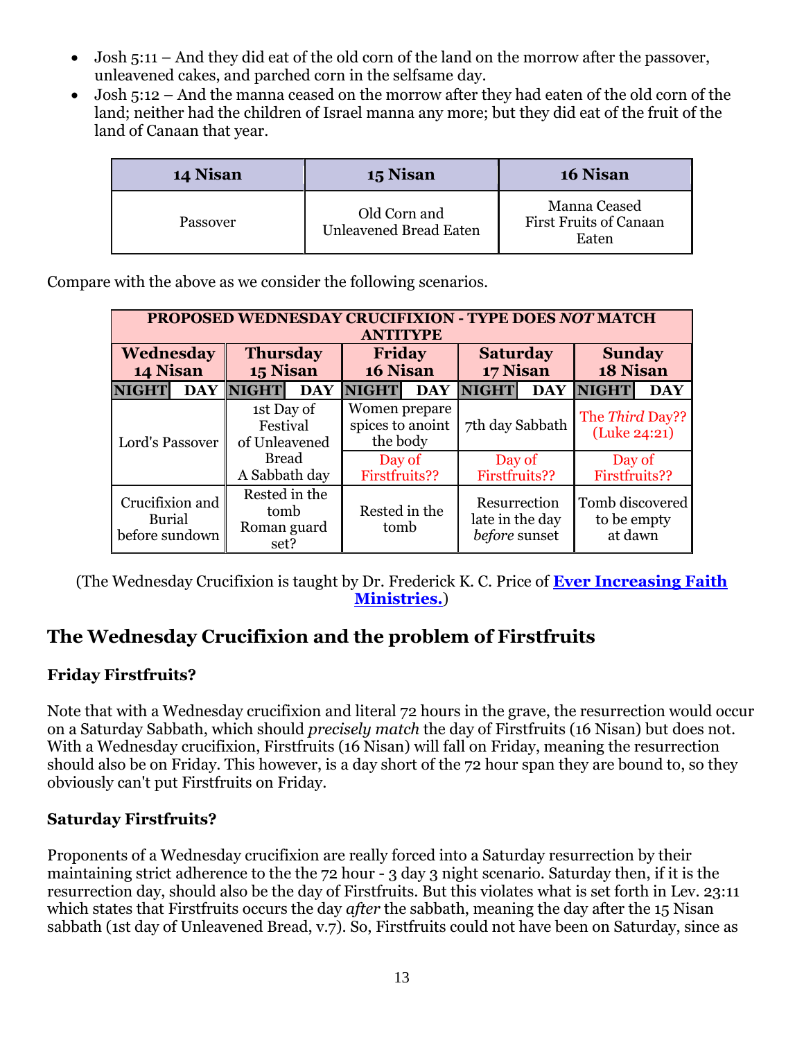- Josh 5:11 – And they did eat of the old corn of the land on the morrow after the passover, unleavened cakes, and parched corn in the selfsame day.
- Josh 5:12 – And the manna ceased on the morrow after they had eaten of the old corn of the land; neither had the children of Israel manna any more; but they did eat of the fruit of the land of Canaan that year.

| 14 Nisan | 15 Nisan | 16 Nisan |
|---|---|---|
| Passover | Old Corn and Unleavened Bread Eaten | Manna Ceased First Fruits of Canaan Eaten |

Compare with the above as we consider the following scenarios.

| PROPOSED WEDNESDAY CRUCIFIXION - TYPE DOES *NOT* MATCH ANTITYPE | | | | |
|---|---|---|---|---|
| **Wednesday 14 Nisan** | **Thursday 15 Nisan** | **Friday 16 Nisan** | **Saturday 17 Nisan** | **Sunday 18 Nisan** |
| NIGHT / DAY | NIGHT / DAY | NIGHT / DAY | NIGHT / DAY | NIGHT / DAY |
| Lord's Passover | 1st Day of Festival of Unleavened Bread A Sabbath day | Women prepare spices to anoint the body | 7th day Sabbath | The *Third* Day?? (Luke 24:21) |
| | | Day of Firstfruits?? | Day of Firstfruits?? | Day of Firstfruits?? |
| Crucifixion and Burial before sundown | Rested in the tomb Roman guard set? | Rested in the tomb | Resurrection late in the day *before* sunset | Tomb discovered to be empty at dawn |

(The Wednesday Crucifixion is taught by Dr. Frederick K. C. Price of **Ever Increasing Faith Ministries.**)

## The Wednesday Crucifixion and the problem of Firstfruits

### Friday Firstfruits?

Note that with a Wednesday crucifixion and literal 72 hours in the grave, the resurrection would occur on a Saturday Sabbath, which should *precisely match* the day of Firstfruits (16 Nisan) but does not. With a Wednesday crucifixion, Firstfruits (16 Nisan) will fall on Friday, meaning the resurrection should also be on Friday. This however, is a day short of the 72 hour span they are bound to, so they obviously can't put Firstfruits on Friday.

### Saturday Firstfruits?

Proponents of a Wednesday crucifixion are really forced into a Saturday resurrection by their maintaining strict adherence to the the 72 hour - 3 day 3 night scenario. Saturday then, if it is the resurrection day, should also be the day of Firstfruits. But this violates what is set forth in Lev. 23:11 which states that Firstfruits occurs the day *after* the sabbath, meaning the day after the 15 Nisan sabbath (1st day of Unleavened Bread, v.7). So, Firstfruits could not have been on Saturday, since as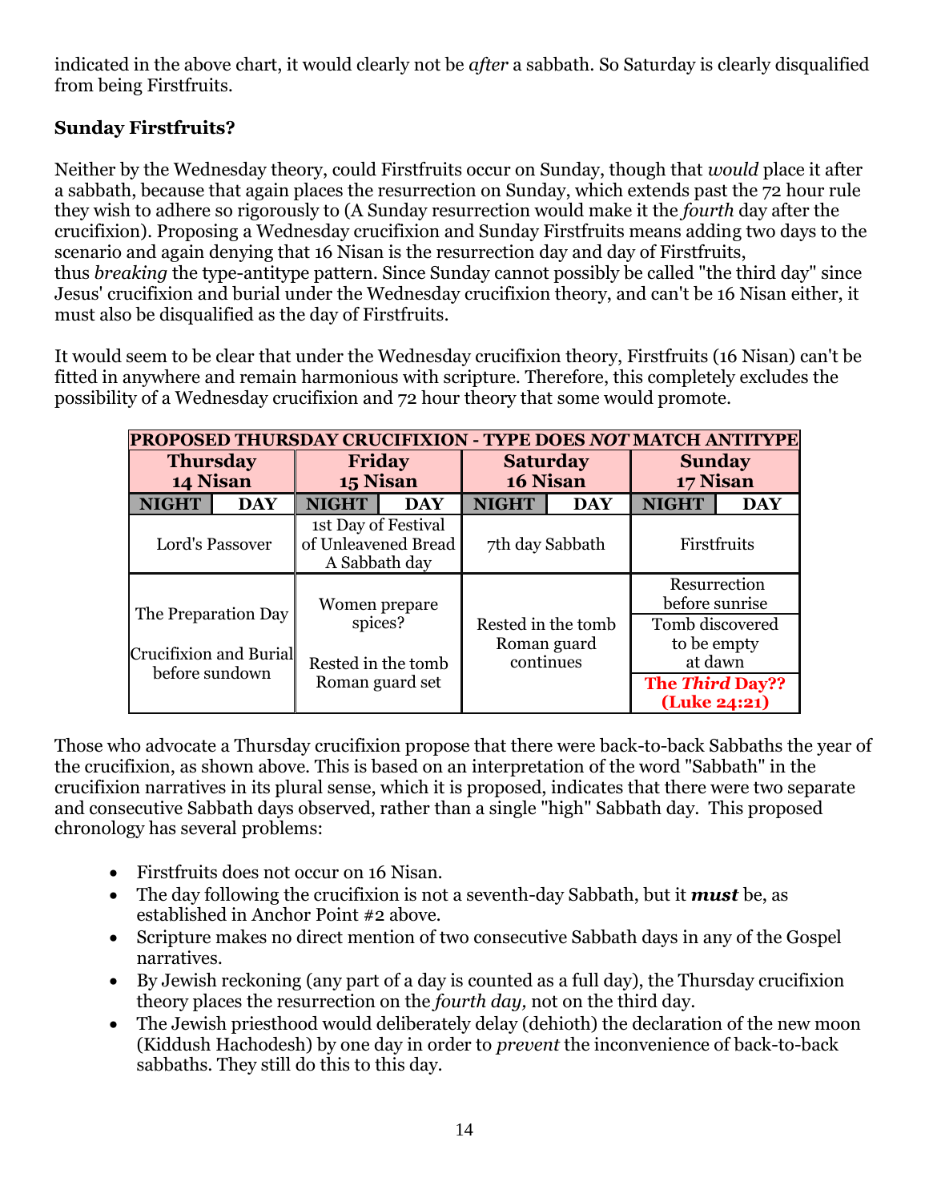indicated in the above chart, it would clearly not be *after* a sabbath. So Saturday is clearly disqualified from being Firstfruits.

**Sunday Firstfruits?**

Neither by the Wednesday theory, could Firstfruits occur on Sunday, though that *would* place it after a sabbath, because that again places the resurrection on Sunday, which extends past the 72 hour rule they wish to adhere so rigorously to (A Sunday resurrection would make it the *fourth* day after the crucifixion). Proposing a Wednesday crucifixion and Sunday Firstfruits means adding two days to the scenario and again denying that 16 Nisan is the resurrection day and day of Firstfruits, thus *breaking* the type-antitype pattern. Since Sunday cannot possibly be called "the third day" since Jesus' crucifixion and burial under the Wednesday crucifixion theory, and can't be 16 Nisan either, it must also be disqualified as the day of Firstfruits.

It would seem to be clear that under the Wednesday crucifixion theory, Firstfruits (16 Nisan) can't be fitted in anywhere and remain harmonious with scripture. Therefore, this completely excludes the possibility of a Wednesday crucifixion and 72 hour theory that some would promote.

| PROPOSED THURSDAY CRUCIFIXION - TYPE DOES *NOT* MATCH ANTITYPE | | | | | | | |
|---|---|---|---|---|---|---|---|
| **Thursday 14 Nisan** | | **Friday 15 Nisan** | | **Saturday 16 Nisan** | | **Sunday 17 Nisan** | |
| **NIGHT** | **DAY** | **NIGHT** | **DAY** | **NIGHT** | **DAY** | **NIGHT** | **DAY** |
| Lord's Passover | | 1st Day of Festival of Unleavened Bread A Sabbath day | | 7th day Sabbath | | Firstfruits | |
| The Preparation Day<br><br>Crucifixion and Burial before sundown | | Women prepare spices?<br><br>Rested in the tomb Roman guard set | | Rested in the tomb Roman guard continues | | Resurrection before sunrise<br>Tomb discovered to be empty at dawn<br>**The *Third* Day?? (Luke 24:21)** | |

Those who advocate a Thursday crucifixion propose that there were back-to-back Sabbaths the year of the crucifixion, as shown above. This is based on an interpretation of the word "Sabbath" in the crucifixion narratives in its plural sense, which it is proposed, indicates that there were two separate and consecutive Sabbath days observed, rather than a single "high" Sabbath day. This proposed chronology has several problems:

- Firstfruits does not occur on 16 Nisan.
- The day following the crucifixion is not a seventh-day Sabbath, but it ***must*** be, as established in Anchor Point #2 above.
- Scripture makes no direct mention of two consecutive Sabbath days in any of the Gospel narratives.
- By Jewish reckoning (any part of a day is counted as a full day), the Thursday crucifixion theory places the resurrection on the *fourth day,* not on the third day.
- The Jewish priesthood would deliberately delay (dehioth) the declaration of the new moon (Kiddush Hachodesh) by one day in order to *prevent* the inconvenience of back-to-back sabbaths. They still do this to this day.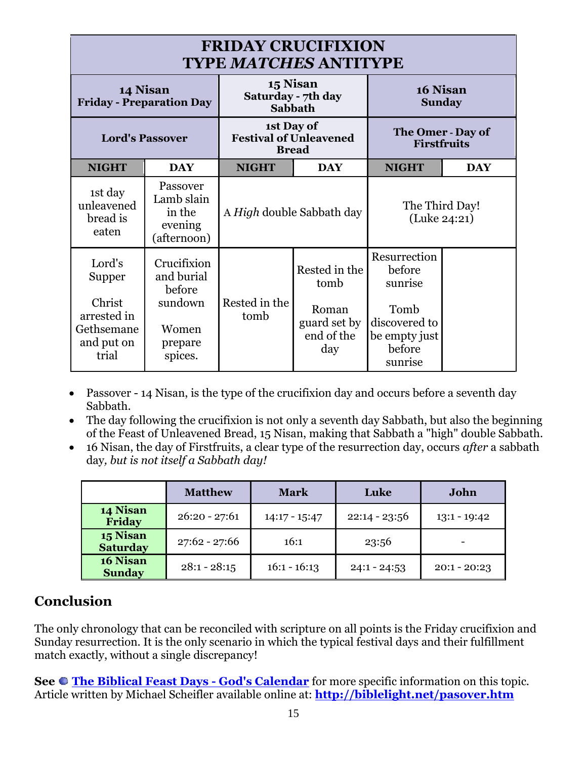| FRIDAY CRUCIFIXION TYPE *MATCHES* ANTITYPE | | | | | |
|---|---|---|---|---|---|
| **14 Nisan Friday - Preparation Day** | | **15 Nisan Saturday - 7th day Sabbath** | | **16 Nisan Sunday** | |
| **Lord's Passover** | | **1st Day of Festival of Unleavened Bread** | | **The Omer - Day of Firstfruits** | |
| **NIGHT** | **DAY** | **NIGHT** | **DAY** | **NIGHT** | **DAY** |
| 1st day unleavened bread is eaten | Passover Lamb slain in the evening (afternoon) | A *High* double Sabbath day | | The Third Day! (Luke 24:21) | |
| Lord's Supper<br><br>Christ arrested in Gethsemane and put on trial | Crucifixion and burial before sundown<br><br>Women prepare spices. | Rested in the tomb | Rested in the tomb<br><br>Roman guard set by end of the day | Resurrection before sunrise<br><br>Tomb discovered to be empty just before sunrise | |

- Passover - 14 Nisan, is the type of the crucifixion day and occurs before a seventh day Sabbath.
- The day following the crucifixion is not only a seventh day Sabbath, but also the beginning of the Feast of Unleavened Bread, 15 Nisan, making that Sabbath a "high" double Sabbath.
- 16 Nisan, the day of Firstfruits, a clear type of the resurrection day, occurs *after* a sabbath day*, but is not itself a Sabbath day!*

| | Matthew | Mark | Luke | John |
|---|---|---|---|---|
| **14 Nisan Friday** | 26:20 - 27:61 | 14:17 - 15:47 | 22:14 - 23:56 | 13:1 - 19:42 |
| **15 Nisan Saturday** | 27:62 - 27:66 | 16:1 | 23:56 | - |
| **16 Nisan Sunday** | 28:1 - 28:15 | 16:1 - 16:13 | 24:1 - 24:53 | 20:1 - 20:23 |

## Conclusion

The only chronology that can be reconciled with scripture on all points is the Friday crucifixion and Sunday resurrection. It is the only scenario in which the typical festival days and their fulfillment match exactly, without a single discrepancy!

**See** **The Biblical Feast Days - God's Calendar** for more specific information on this topic. Article written by Michael Scheifler available online at: **http://biblelight.net/pasover.htm**